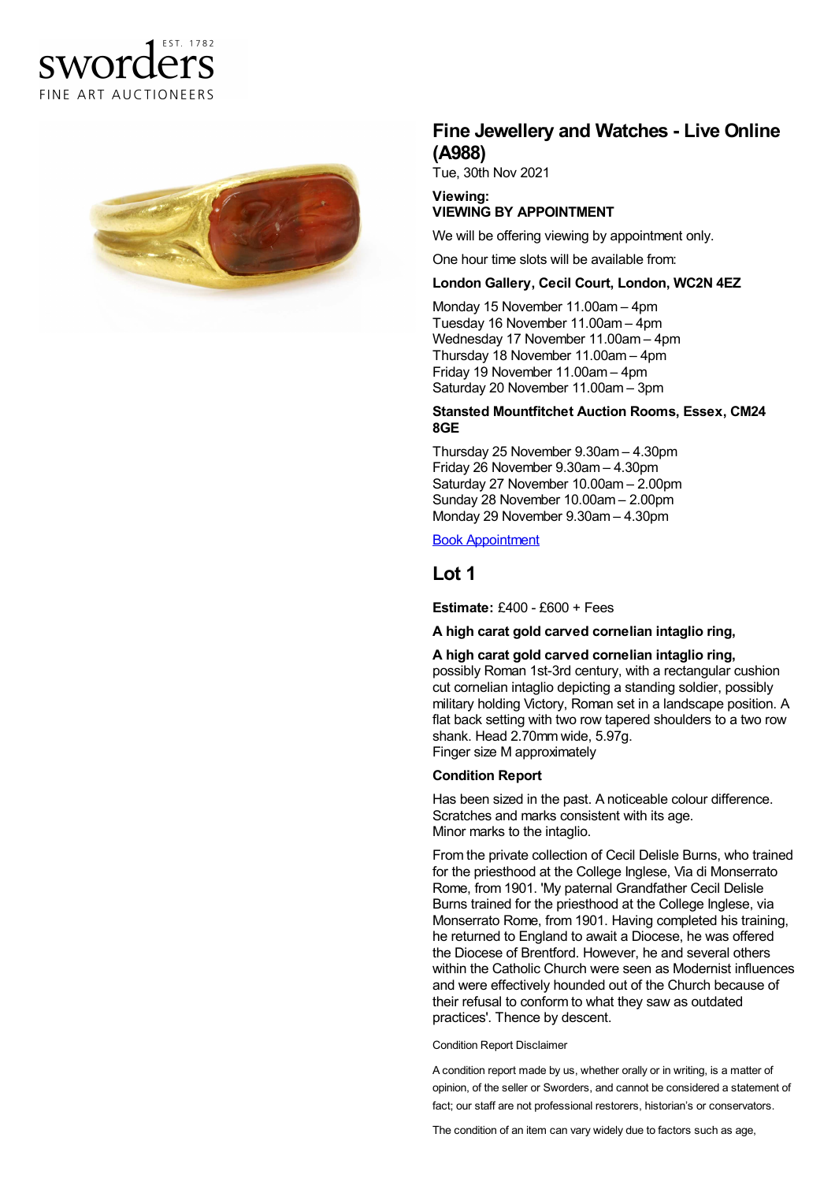sworders
EST. 1782
FINE ART AUCTIONEERS

# Fine Jewellery and Watches - Live Online (A988)

Tue, 30th Nov 2021

**Viewing:**
**VIEWING BY APPOINTMENT**

We will be offering viewing by appointment only.

One hour time slots will be available from:

**London Gallery, Cecil Court, London, WC2N 4EZ**

Monday 15 November 11.00am – 4pm
Tuesday 16 November 11.00am – 4pm
Wednesday 17 November 11.00am – 4pm
Thursday 18 November 11.00am – 4pm
Friday 19 November 11.00am – 4pm
Saturday 20 November 11.00am – 3pm

**Stansted Mountfitchet Auction Rooms, Essex, CM24 8GE**

Thursday 25 November 9.30am – 4.30pm
Friday 26 November 9.30am – 4.30pm
Saturday 27 November 10.00am – 2.00pm
Sunday 28 November 10.00am – 2.00pm
Monday 29 November 9.30am – 4.30pm

Book Appointment

## Lot 1

**Estimate:** £400 - £600 + Fees

**A high carat gold carved cornelian intaglio ring,**

**A high carat gold carved cornelian intaglio ring,**
possibly Roman 1st-3rd century, with a rectangular cushion cut cornelian intaglio depicting a standing soldier, possibly military holding Victory, Roman set in a landscape position. A flat back setting with two row tapered shoulders to a two row shank. Head 2.70mm wide, 5.97g.
Finger size M approximately

**Condition Report**

Has been sized in the past. A noticeable colour difference. Scratches and marks consistent with its age.
Minor marks to the intaglio.

From the private collection of Cecil Delisle Burns, who trained for the priesthood at the College Inglese, Via di Monserrato Rome, from 1901. 'My paternal Grandfather Cecil Delisle Burns trained for the priesthood at the College Inglese, via Monserrato Rome, from 1901. Having completed his training, he returned to England to await a Diocese, he was offered the Diocese of Brentford. However, he and several others within the Catholic Church were seen as Modernist influences and were effectively hounded out of the Church because of their refusal to conform to what they saw as outdated practices'. Thence by descent.

Condition Report Disclaimer

A condition report made by us, whether orally or in writing, is a matter of opinion, of the seller or Sworders, and cannot be considered a statement of fact; our staff are not professional restorers, historian's or conservators.

The condition of an item can vary widely due to factors such as age,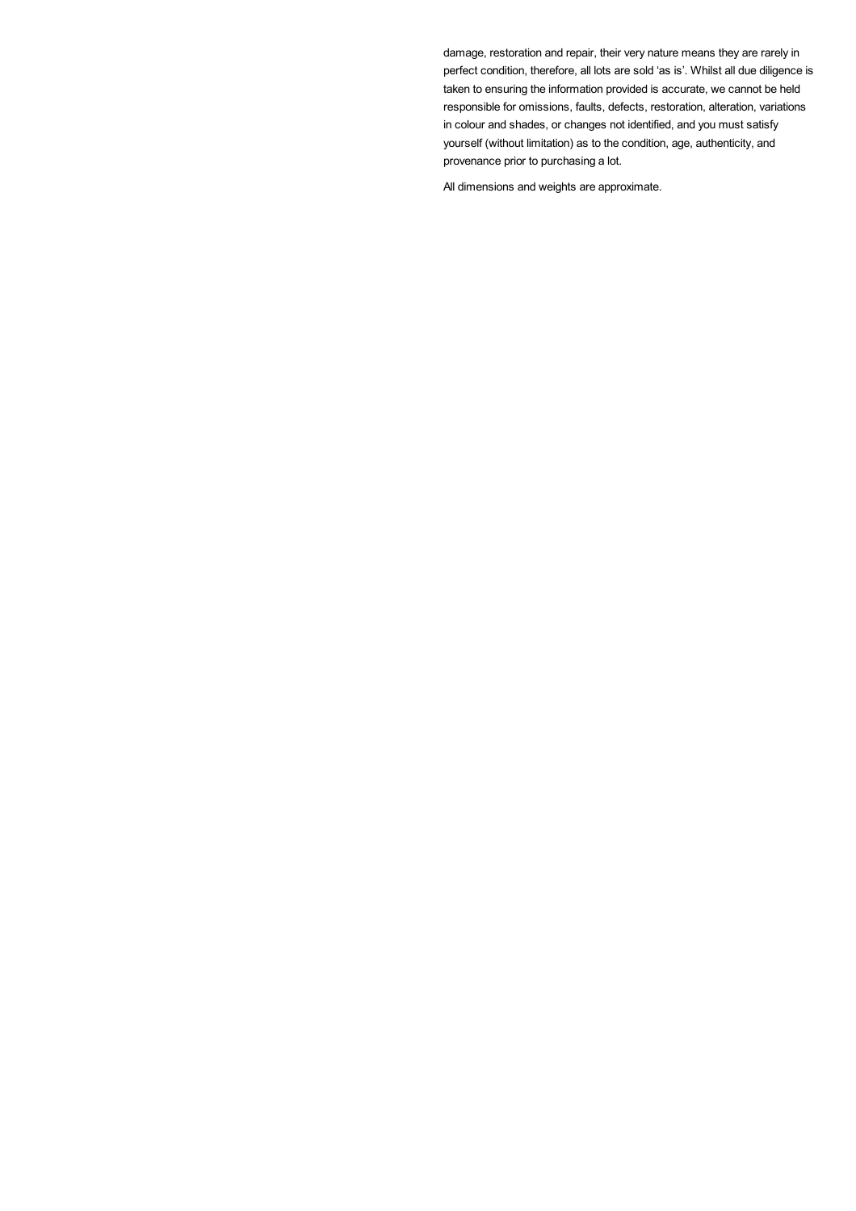damage, restoration and repair, their very nature means they are rarely in perfect condition, therefore, all lots are sold 'as is'. Whilst all due diligence is taken to ensuring the information provided is accurate, we cannot be held responsible for omissions, faults, defects, restoration, alteration, variations in colour and shades, or changes not identified, and you must satisfy yourself (without limitation) as to the condition, age, authenticity, and provenance prior to purchasing a lot.

All dimensions and weights are approximate.